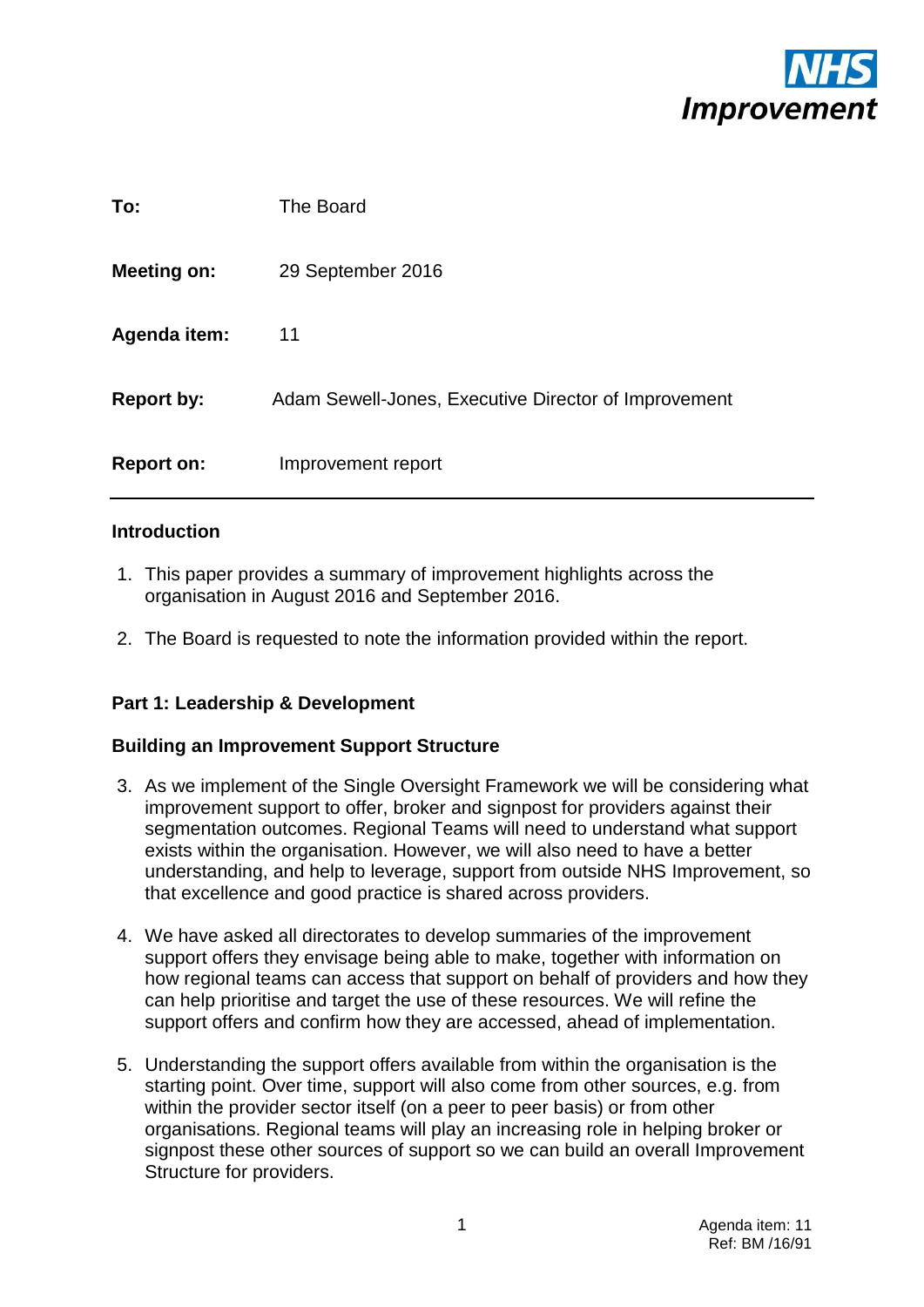NHS Improvement

| | |
|---|---|
| **To:** | The Board |
| **Meeting on:** | 29 September 2016 |
| **Agenda item:** | 11 |
| **Report by:** | Adam Sewell-Jones, Executive Director of Improvement |
| **Report on:** | Improvement report |

## Introduction

1. This paper provides a summary of improvement highlights across the organisation in August 2016 and September 2016.

2. The Board is requested to note the information provided within the report.

## Part 1: Leadership & Development

### Building an Improvement Support Structure

3. As we implement of the Single Oversight Framework we will be considering what improvement support to offer, broker and signpost for providers against their segmentation outcomes. Regional Teams will need to understand what support exists within the organisation. However, we will also need to have a better understanding, and help to leverage, support from outside NHS Improvement, so that excellence and good practice is shared across providers.

4. We have asked all directorates to develop summaries of the improvement support offers they envisage being able to make, together with information on how regional teams can access that support on behalf of providers and how they can help prioritise and target the use of these resources. We will refine the support offers and confirm how they are accessed, ahead of implementation.

5. Understanding the support offers available from within the organisation is the starting point. Over time, support will also come from other sources, e.g. from within the provider sector itself (on a peer to peer basis) or from other organisations. Regional teams will play an increasing role in helping broker or signpost these other sources of support so we can build an overall Improvement Structure for providers.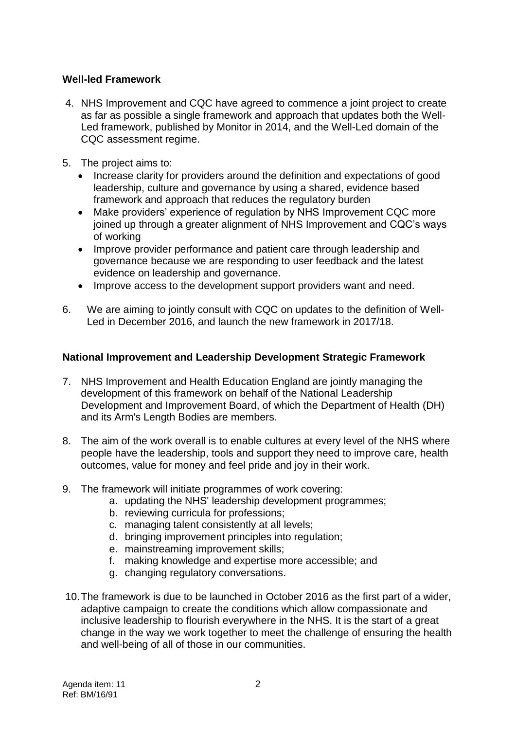**Well-led Framework**

4. NHS Improvement and CQC have agreed to commence a joint project to create as far as possible a single framework and approach that updates both the Well-Led framework, published by Monitor in 2014, and the Well-Led domain of the CQC assessment regime.

5. The project aims to:
   - Increase clarity for providers around the definition and expectations of good leadership, culture and governance by using a shared, evidence based framework and approach that reduces the regulatory burden
   - Make providers' experience of regulation by NHS Improvement CQC more joined up through a greater alignment of NHS Improvement and CQC's ways of working
   - Improve provider performance and patient care through leadership and governance because we are responding to user feedback and the latest evidence on leadership and governance.
   - Improve access to the development support providers want and need.

6. We are aiming to jointly consult with CQC on updates to the definition of Well-Led in December 2016, and launch the new framework in 2017/18.

**National Improvement and Leadership Development Strategic Framework**

7. NHS Improvement and Health Education England are jointly managing the development of this framework on behalf of the National Leadership Development and Improvement Board, of which the Department of Health (DH) and its Arm's Length Bodies are members.

8. The aim of the work overall is to enable cultures at every level of the NHS where people have the leadership, tools and support they need to improve care, health outcomes, value for money and feel pride and joy in their work.

9. The framework will initiate programmes of work covering:
   a. updating the NHS' leadership development programmes;
   b. reviewing curricula for professions;
   c. managing talent consistently at all levels;
   d. bringing improvement principles into regulation;
   e. mainstreaming improvement skills;
   f. making knowledge and expertise more accessible; and
   g. changing regulatory conversations.

10. The framework is due to be launched in October 2016 as the first part of a wider, adaptive campaign to create the conditions which allow compassionate and inclusive leadership to flourish everywhere in the NHS. It is the start of a great change in the way we work together to meet the challenge of ensuring the health and well-being of all of those in our communities.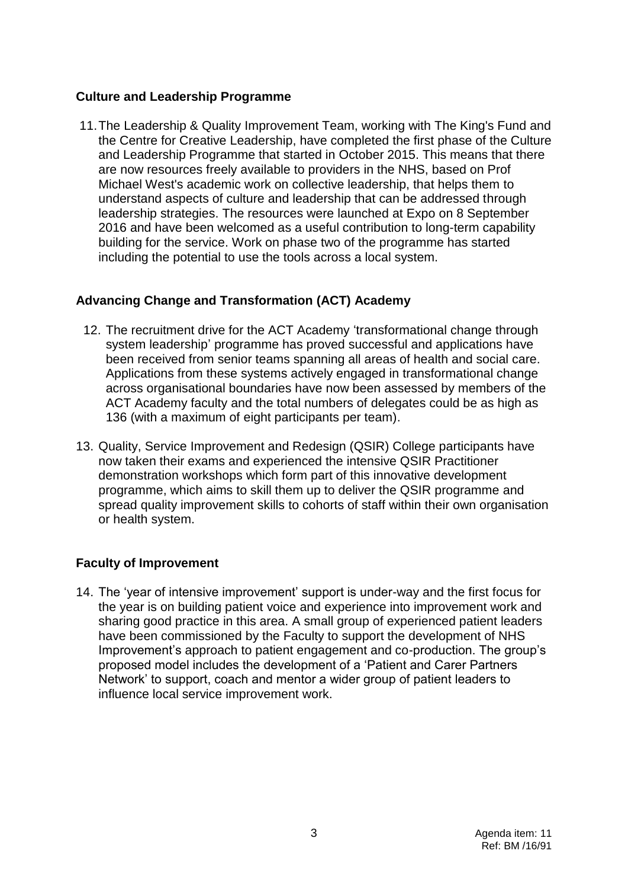**Culture and Leadership Programme**

11. The Leadership & Quality Improvement Team, working with The King's Fund and the Centre for Creative Leadership, have completed the first phase of the Culture and Leadership Programme that started in October 2015. This means that there are now resources freely available to providers in the NHS, based on Prof Michael West's academic work on collective leadership, that helps them to understand aspects of culture and leadership that can be addressed through leadership strategies. The resources were launched at Expo on 8 September 2016 and have been welcomed as a useful contribution to long-term capability building for the service. Work on phase two of the programme has started including the potential to use the tools across a local system.

**Advancing Change and Transformation (ACT) Academy**

12. The recruitment drive for the ACT Academy 'transformational change through system leadership' programme has proved successful and applications have been received from senior teams spanning all areas of health and social care. Applications from these systems actively engaged in transformational change across organisational boundaries have now been assessed by members of the ACT Academy faculty and the total numbers of delegates could be as high as 136 (with a maximum of eight participants per team).

13. Quality, Service Improvement and Redesign (QSIR) College participants have now taken their exams and experienced the intensive QSIR Practitioner demonstration workshops which form part of this innovative development programme, which aims to skill them up to deliver the QSIR programme and spread quality improvement skills to cohorts of staff within their own organisation or health system.

**Faculty of Improvement**

14. The 'year of intensive improvement' support is under-way and the first focus for the year is on building patient voice and experience into improvement work and sharing good practice in this area. A small group of experienced patient leaders have been commissioned by the Faculty to support the development of NHS Improvement's approach to patient engagement and co-production. The group's proposed model includes the development of a 'Patient and Carer Partners Network' to support, coach and mentor a wider group of patient leaders to influence local service improvement work.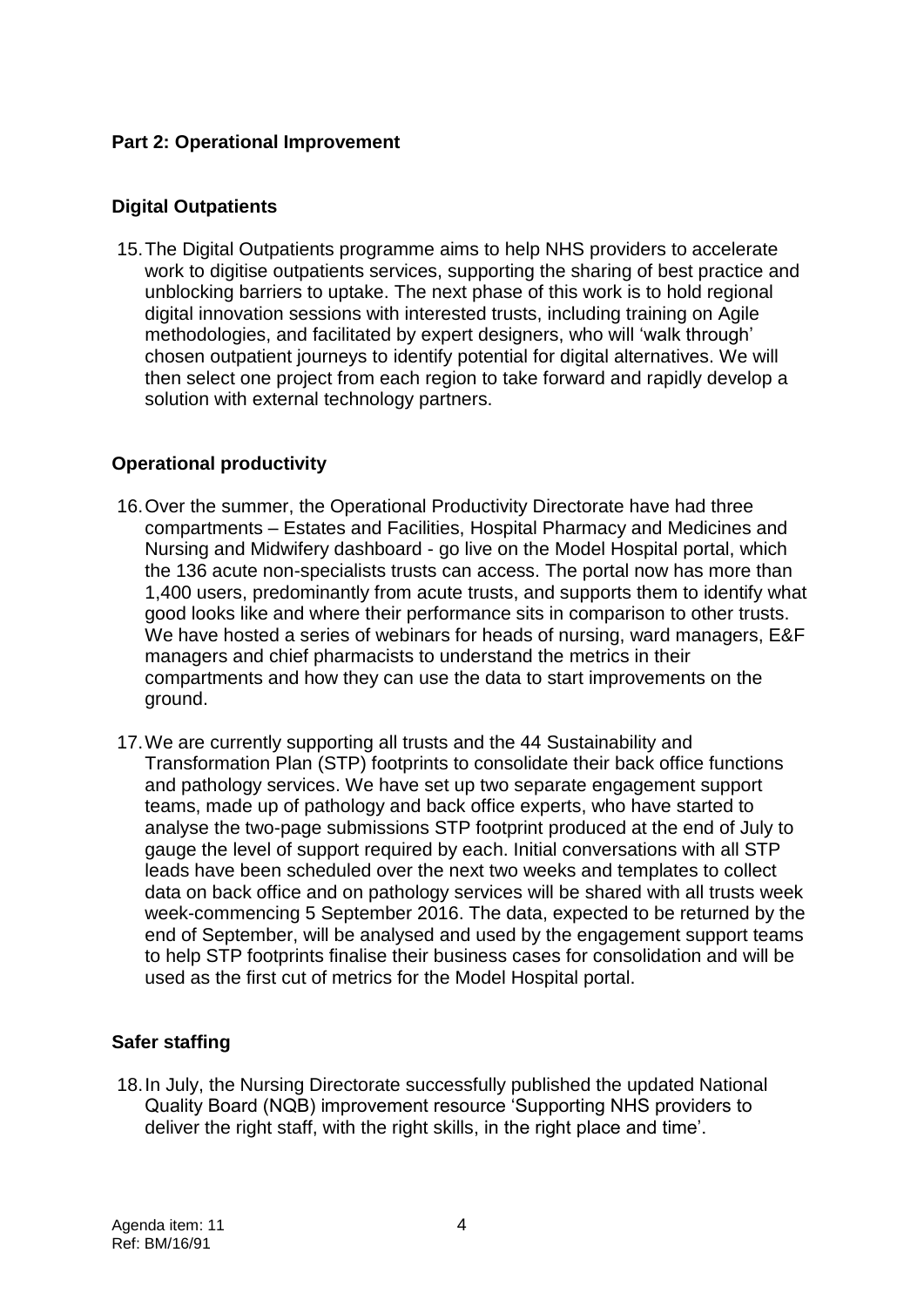## Part 2: Operational Improvement

### Digital Outpatients

15. The Digital Outpatients programme aims to help NHS providers to accelerate work to digitise outpatients services, supporting the sharing of best practice and unblocking barriers to uptake. The next phase of this work is to hold regional digital innovation sessions with interested trusts, including training on Agile methodologies, and facilitated by expert designers, who will 'walk through' chosen outpatient journeys to identify potential for digital alternatives. We will then select one project from each region to take forward and rapidly develop a solution with external technology partners.

### Operational productivity

16. Over the summer, the Operational Productivity Directorate have had three compartments – Estates and Facilities, Hospital Pharmacy and Medicines and Nursing and Midwifery dashboard - go live on the Model Hospital portal, which the 136 acute non-specialists trusts can access. The portal now has more than 1,400 users, predominantly from acute trusts, and supports them to identify what good looks like and where their performance sits in comparison to other trusts. We have hosted a series of webinars for heads of nursing, ward managers, E&F managers and chief pharmacists to understand the metrics in their compartments and how they can use the data to start improvements on the ground.

17. We are currently supporting all trusts and the 44 Sustainability and Transformation Plan (STP) footprints to consolidate their back office functions and pathology services. We have set up two separate engagement support teams, made up of pathology and back office experts, who have started to analyse the two-page submissions STP footprint produced at the end of July to gauge the level of support required by each. Initial conversations with all STP leads have been scheduled over the next two weeks and templates to collect data on back office and on pathology services will be shared with all trusts week week-commencing 5 September 2016. The data, expected to be returned by the end of September, will be analysed and used by the engagement support teams to help STP footprints finalise their business cases for consolidation and will be used as the first cut of metrics for the Model Hospital portal.

### Safer staffing

18. In July, the Nursing Directorate successfully published the updated National Quality Board (NQB) improvement resource 'Supporting NHS providers to deliver the right staff, with the right skills, in the right place and time'.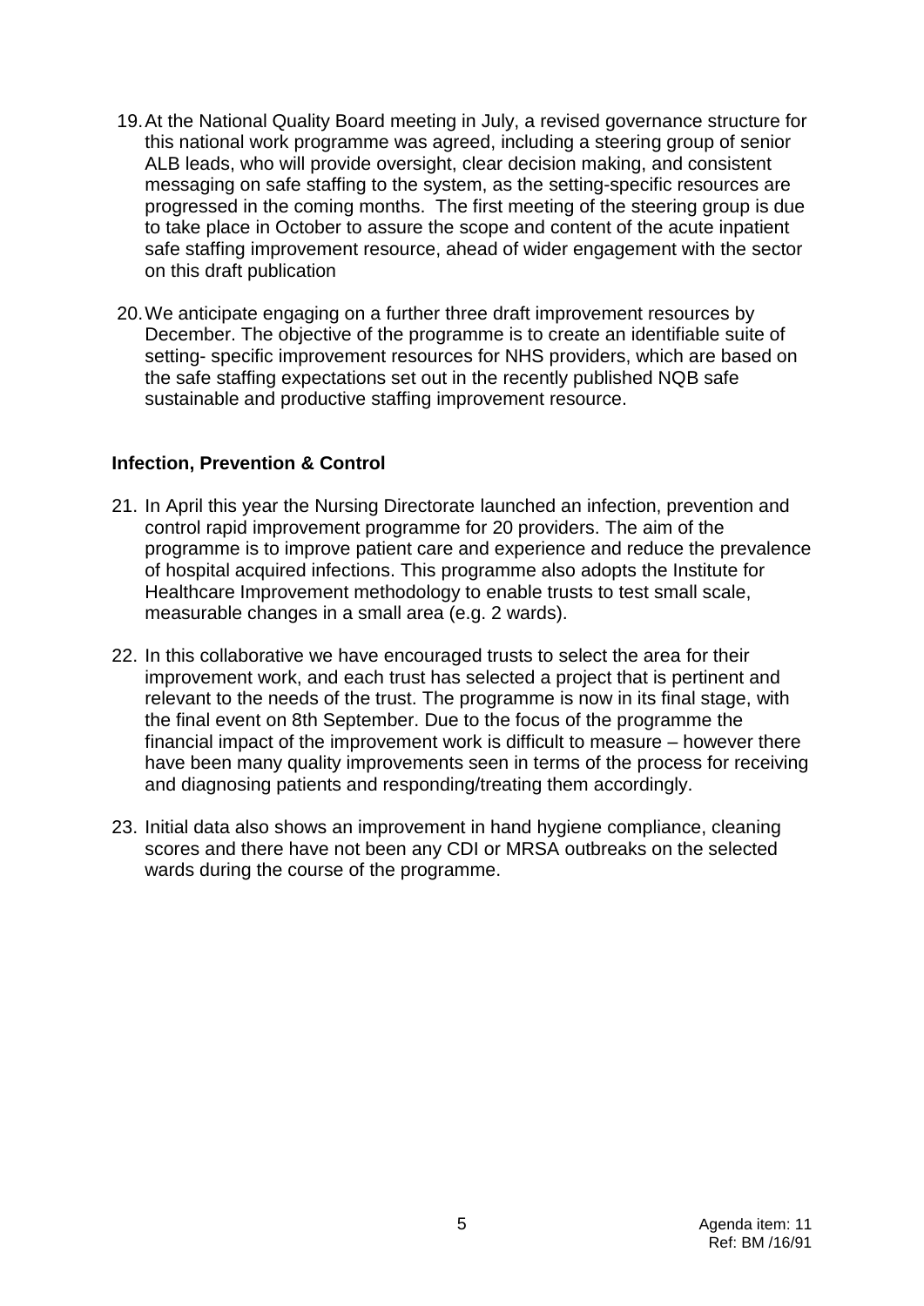19. At the National Quality Board meeting in July, a revised governance structure for this national work programme was agreed, including a steering group of senior ALB leads, who will provide oversight, clear decision making, and consistent messaging on safe staffing to the system, as the setting-specific resources are progressed in the coming months. The first meeting of the steering group is due to take place in October to assure the scope and content of the acute inpatient safe staffing improvement resource, ahead of wider engagement with the sector on this draft publication

20. We anticipate engaging on a further three draft improvement resources by December. The objective of the programme is to create an identifiable suite of setting- specific improvement resources for NHS providers, which are based on the safe staffing expectations set out in the recently published NQB safe sustainable and productive staffing improvement resource.

**Infection, Prevention & Control**

21. In April this year the Nursing Directorate launched an infection, prevention and control rapid improvement programme for 20 providers. The aim of the programme is to improve patient care and experience and reduce the prevalence of hospital acquired infections. This programme also adopts the Institute for Healthcare Improvement methodology to enable trusts to test small scale, measurable changes in a small area (e.g. 2 wards).

22. In this collaborative we have encouraged trusts to select the area for their improvement work, and each trust has selected a project that is pertinent and relevant to the needs of the trust. The programme is now in its final stage, with the final event on 8th September. Due to the focus of the programme the financial impact of the improvement work is difficult to measure – however there have been many quality improvements seen in terms of the process for receiving and diagnosing patients and responding/treating them accordingly.

23. Initial data also shows an improvement in hand hygiene compliance, cleaning scores and there have not been any CDI or MRSA outbreaks on the selected wards during the course of the programme.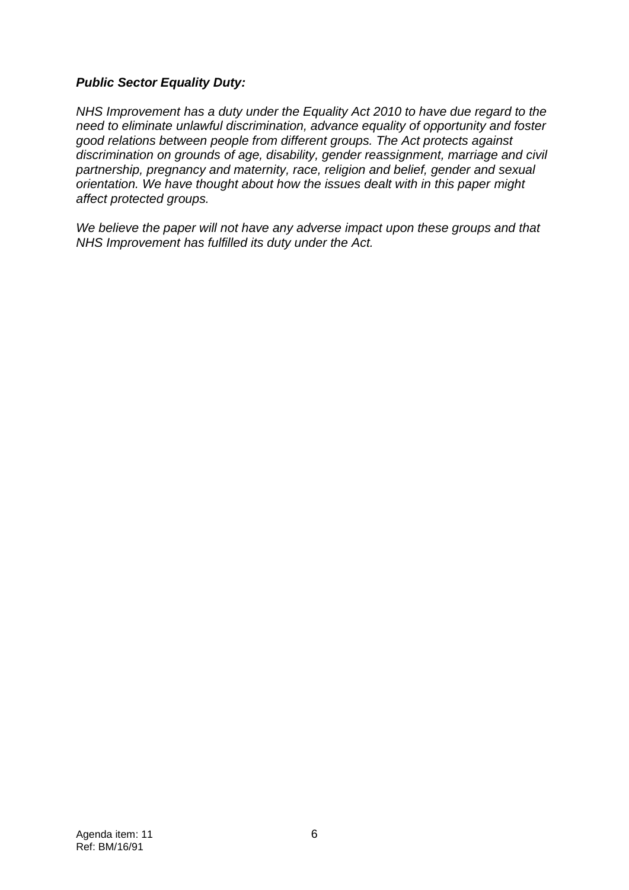***Public Sector Equality Duty:***

*NHS Improvement has a duty under the Equality Act 2010 to have due regard to the need to eliminate unlawful discrimination, advance equality of opportunity and foster good relations between people from different groups. The Act protects against discrimination on grounds of age, disability, gender reassignment, marriage and civil partnership, pregnancy and maternity, race, religion and belief, gender and sexual orientation. We have thought about how the issues dealt with in this paper might affect protected groups.*

*We believe the paper will not have any adverse impact upon these groups and that NHS Improvement has fulfilled its duty under the Act.*